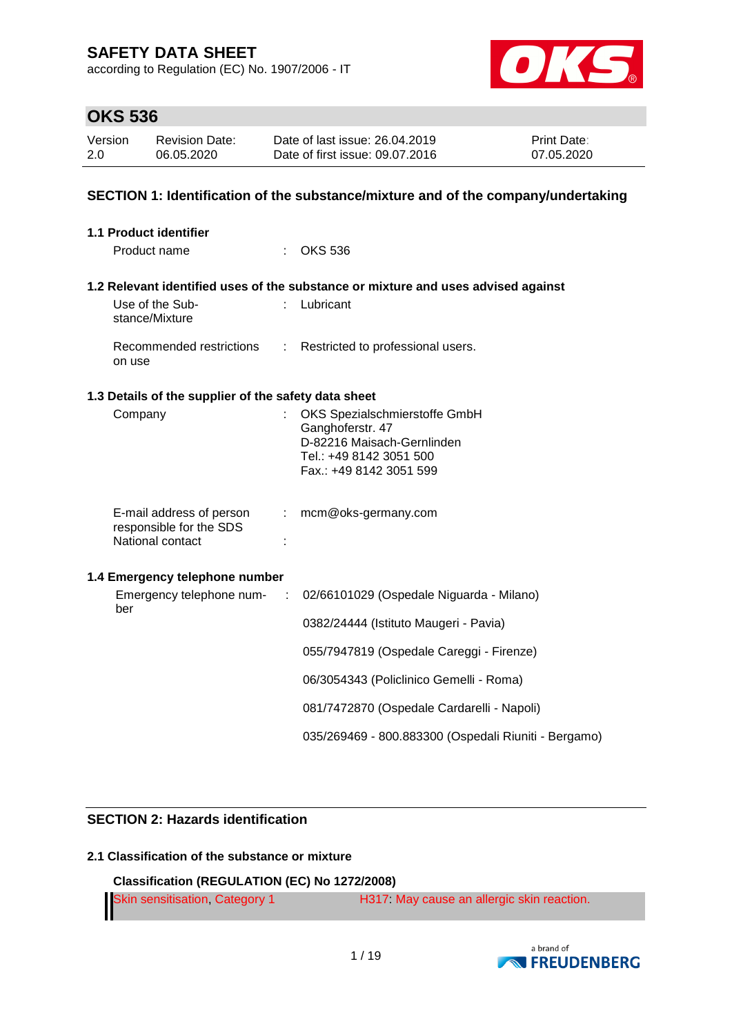# SAFETY DATA SHEET

according to Regulation (EC) No. 1907/2006 - IT

## OKS 536

| Version | Revision Date: | Date of last issue: 26.04.2019 | Print Date: |
|---|---|---|---|
| 2.0 | 06.05.2020 | Date of first issue: 09.07.2016 | 07.05.2020 |

## SECTION 1: Identification of the substance/mixture and of the company/undertaking

### 1.1 Product identifier

Product name : OKS 536

### 1.2 Relevant identified uses of the substance or mixture and uses advised against

Use of the Substance/Mixture : Lubricant

Recommended restrictions on use : Restricted to professional users.

### 1.3 Details of the supplier of the safety data sheet

Company : OKS Spezialschmierstoffe GmbH
Ganghoferstr. 47
D-82216 Maisach-Gernlinden
Tel.: +49 8142 3051 500
Fax.: +49 8142 3051 599

E-mail address of person responsible for the SDS : mcm@oks-germany.com

National contact :

### 1.4 Emergency telephone number

Emergency telephone number :

02/66101029 (Ospedale Niguarda - Milano)

0382/24444 (Istituto Maugeri - Pavia)

055/7947819 (Ospedale Careggi - Firenze)

06/3054343 (Policlinico Gemelli - Roma)

081/7472870 (Ospedale Cardarelli - Napoli)

035/269469 - 800.883300 (Ospedali Riuniti - Bergamo)

## SECTION 2: Hazards identification

### 2.1 Classification of the substance or mixture

**Classification (REGULATION (EC) No 1272/2008)**

| | |
|---|---|
| Skin sensitisation, Category 1 | H317: May cause an allergic skin reaction. |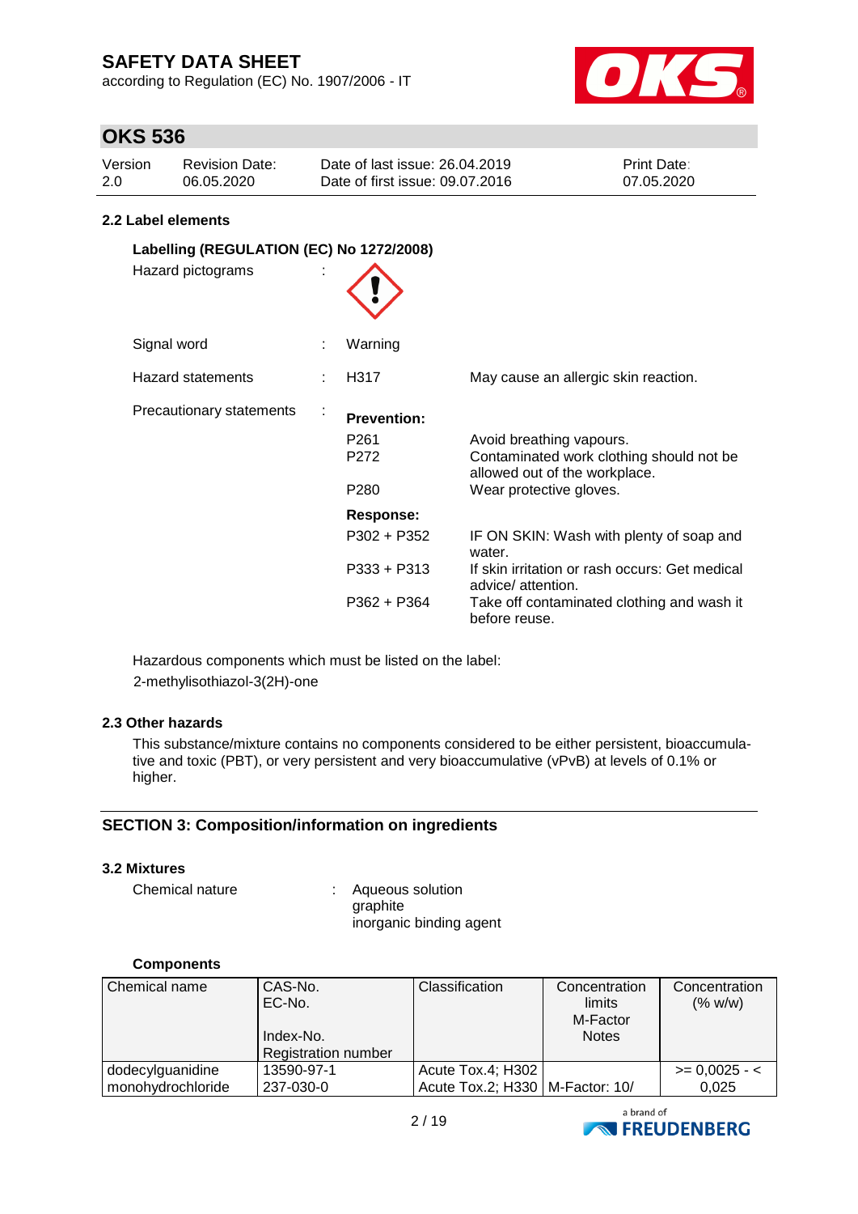## 2.2 Label elements

**Labelling (REGULATION (EC) No 1272/2008)**

Hazard pictograms :

Signal word : Warning

Hazard statements : H317 May cause an allergic skin reaction.

Precautionary statements :

**Prevention:**

| | |
|---|---|
| P261 | Avoid breathing vapours. |
| P272 | Contaminated work clothing should not be allowed out of the workplace. |
| P280 | Wear protective gloves. |

**Response:**

| | |
|---|---|
| P302 + P352 | IF ON SKIN: Wash with plenty of soap and water. |
| P333 + P313 | If skin irritation or rash occurs: Get medical advice/ attention. |
| P362 + P364 | Take off contaminated clothing and wash it before reuse. |

Hazardous components which must be listed on the label:
2-methylisothiazol-3(2H)-one

## 2.3 Other hazards

This substance/mixture contains no components considered to be either persistent, bioaccumulative and toxic (PBT), or very persistent and very bioaccumulative (vPvB) at levels of 0.1% or higher.

# SECTION 3: Composition/information on ingredients

## 3.2 Mixtures

Chemical nature : Aqueous solution
graphite
inorganic binding agent

**Components**

| Chemical name | CAS-No.<br>EC-No.<br>Index-No.<br>Registration number | Classification | Concentration limits<br>M-Factor<br>Notes | Concentration (% w/w) |
|---|---|---|---|---|
| dodecylguanidine monohydrochloride | 13590-97-1<br>237-030-0 | Acute Tox.4; H302<br>Acute Tox.2; H330 | M-Factor: 10/ | >= 0,0025 - < 0,025 |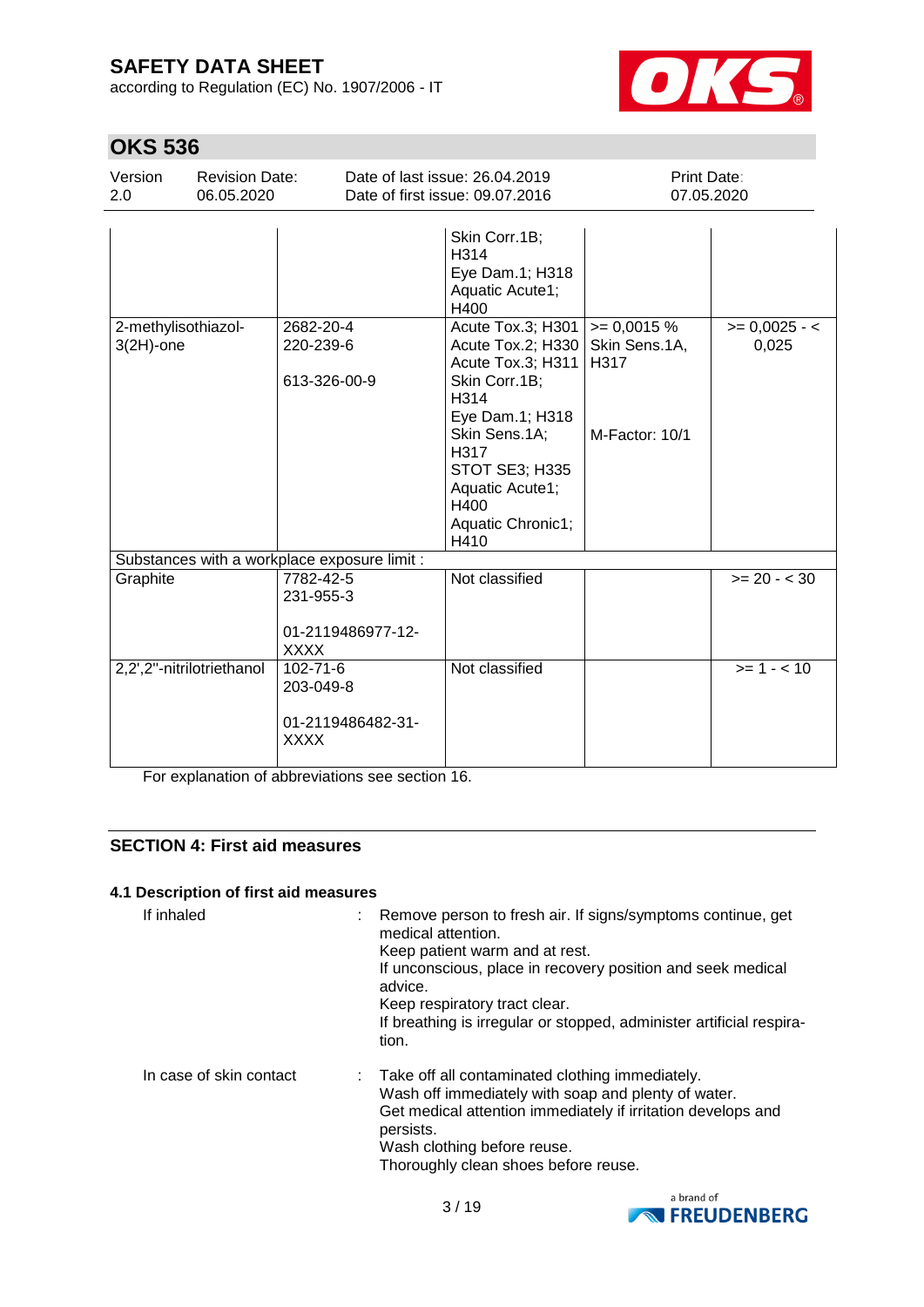| | | | | |
|---|---|---|---|---|
| | | Skin Corr.1B; H314<br>Eye Dam.1; H318<br>Aquatic Acute1; H400 | | |
| 2-methylisothiazol-3(2H)-one | 2682-20-4<br>220-239-6<br><br>613-326-00-9 | Acute Tox.3; H301<br>Acute Tox.2; H330<br>Acute Tox.3; H311<br>Skin Corr.1B; H314<br>Eye Dam.1; H318<br>Skin Sens.1A; H317<br>STOT SE3; H335<br>Aquatic Acute1; H400<br>Aquatic Chronic1; H410 | >= 0,0015 %<br>Skin Sens.1A, H317<br><br>M-Factor: 10/1 | >= 0,0025 - < 0,025 |
| Substances with a workplace exposure limit : | | | | |
| Graphite | 7782-42-5<br>231-955-3<br><br>01-2119486977-12-XXXX | Not classified | | >= 20 - < 30 |
| 2,2',2''-nitrilotriethanol | 102-71-6<br>203-049-8<br><br>01-2119486482-31-XXXX | Not classified | | >= 1 - < 10 |

For explanation of abbreviations see section 16.

## SECTION 4: First aid measures

### 4.1 Description of first aid measures

If inhaled : Remove person to fresh air. If signs/symptoms continue, get medical attention.
Keep patient warm and at rest.
If unconscious, place in recovery position and seek medical advice.
Keep respiratory tract clear.
If breathing is irregular or stopped, administer artificial respiration.

In case of skin contact : Take off all contaminated clothing immediately.
Wash off immediately with soap and plenty of water.
Get medical attention immediately if irritation develops and persists.
Wash clothing before reuse.
Thoroughly clean shoes before reuse.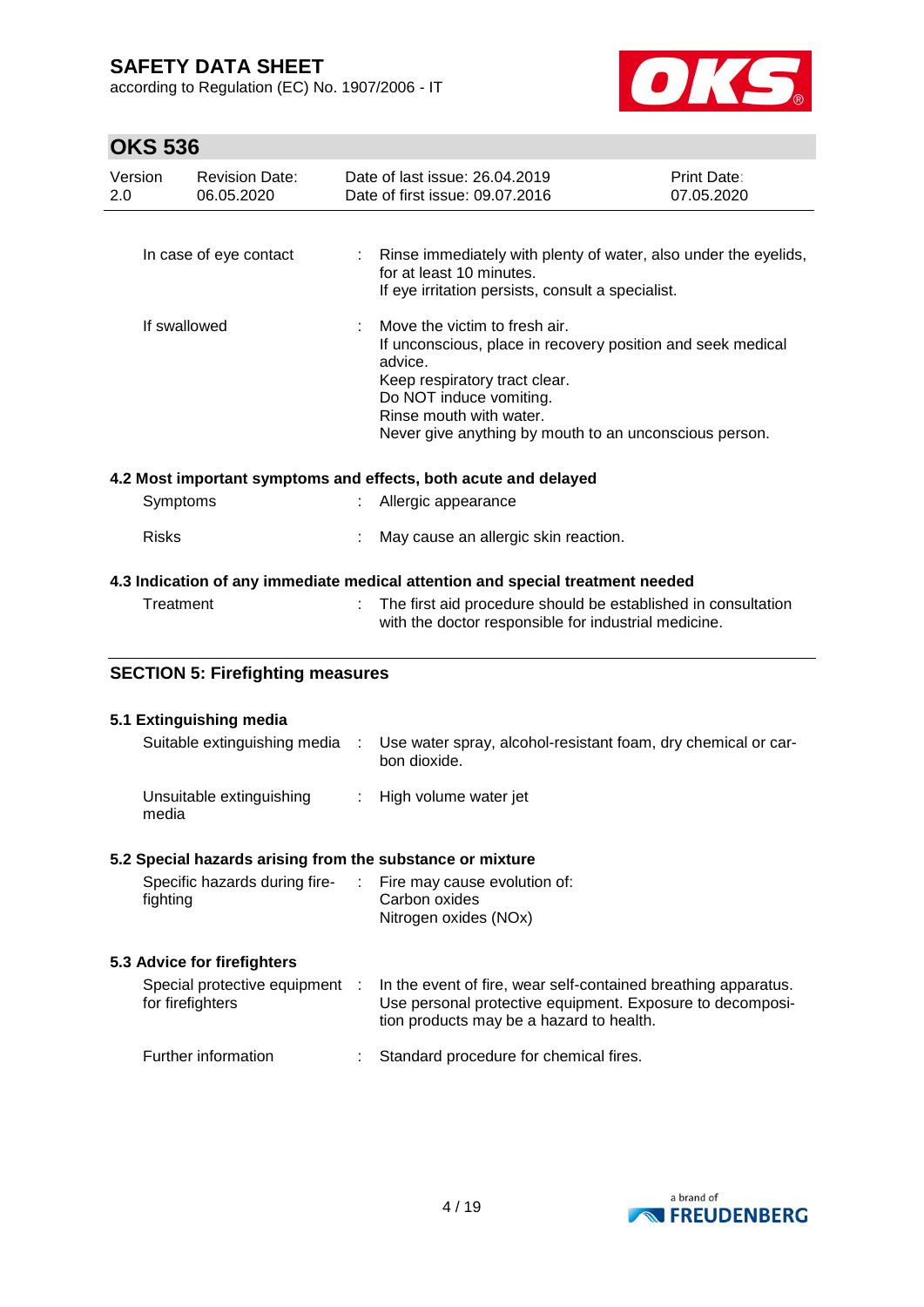| | | |
|---|---|---|
| In case of eye contact | : | Rinse immediately with plenty of water, also under the eyelids, for at least 10 minutes.<br>If eye irritation persists, consult a specialist. |
| If swallowed | : | Move the victim to fresh air.<br>If unconscious, place in recovery position and seek medical advice.<br>Keep respiratory tract clear.<br>Do NOT induce vomiting.<br>Rinse mouth with water.<br>Never give anything by mouth to an unconscious person. |

### 4.2 Most important symptoms and effects, both acute and delayed

| | | |
|---|---|---|
| Symptoms | : | Allergic appearance |
| Risks | : | May cause an allergic skin reaction. |

### 4.3 Indication of any immediate medical attention and special treatment needed

| | | |
|---|---|---|
| Treatment | : | The first aid procedure should be established in consultation with the doctor responsible for industrial medicine. |

## SECTION 5: Firefighting measures

### 5.1 Extinguishing media

| | | |
|---|---|---|
| Suitable extinguishing media | : | Use water spray, alcohol-resistant foam, dry chemical or carbon dioxide. |
| Unsuitable extinguishing media | : | High volume water jet |

### 5.2 Special hazards arising from the substance or mixture

| | | |
|---|---|---|
| Specific hazards during firefighting | : | Fire may cause evolution of:<br>Carbon oxides<br>Nitrogen oxides (NOx) |

### 5.3 Advice for firefighters

| | | |
|---|---|---|
| Special protective equipment for firefighters | : | In the event of fire, wear self-contained breathing apparatus.<br>Use personal protective equipment. Exposure to decomposition products may be a hazard to health. |
| Further information | : | Standard procedure for chemical fires. |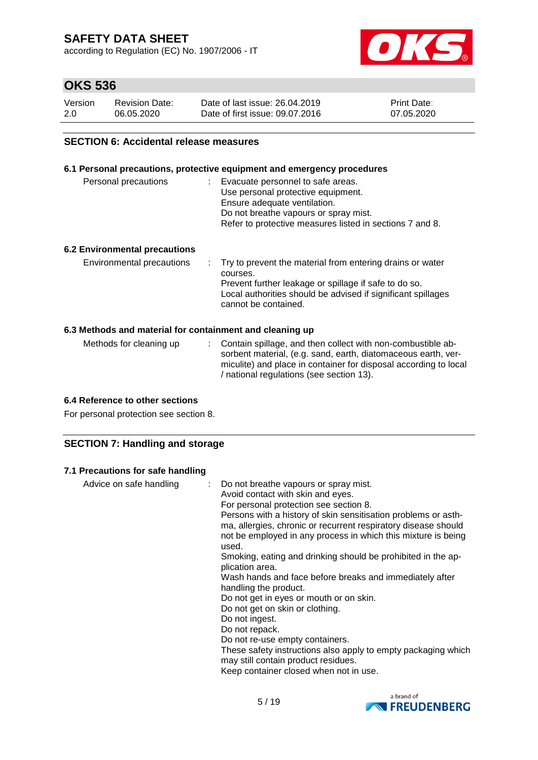## SECTION 6: Accidental release measures

### 6.1 Personal precautions, protective equipment and emergency procedures

| | | |
|---|---|---|
| Personal precautions | : | Evacuate personnel to safe areas.<br>Use personal protective equipment.<br>Ensure adequate ventilation.<br>Do not breathe vapours or spray mist.<br>Refer to protective measures listed in sections 7 and 8. |

### 6.2 Environmental precautions

| | | |
|---|---|---|
| Environmental precautions | : | Try to prevent the material from entering drains or water courses.<br>Prevent further leakage or spillage if safe to do so.<br>Local authorities should be advised if significant spillages cannot be contained. |

### 6.3 Methods and material for containment and cleaning up

| | | |
|---|---|---|
| Methods for cleaning up | : | Contain spillage, and then collect with non-combustible absorbent material, (e.g. sand, earth, diatomaceous earth, vermiculite) and place in container for disposal according to local / national regulations (see section 13). |

### 6.4 Reference to other sections

For personal protection see section 8.

## SECTION 7: Handling and storage

### 7.1 Precautions for safe handling

| | | |
|---|---|---|
| Advice on safe handling | : | Do not breathe vapours or spray mist.<br>Avoid contact with skin and eyes.<br>For personal protection see section 8.<br>Persons with a history of skin sensitisation problems or asthma, allergies, chronic or recurrent respiratory disease should not be employed in any process in which this mixture is being used.<br>Smoking, eating and drinking should be prohibited in the application area.<br>Wash hands and face before breaks and immediately after handling the product.<br>Do not get in eyes or mouth or on skin.<br>Do not get on skin or clothing.<br>Do not ingest.<br>Do not repack.<br>Do not re-use empty containers.<br>These safety instructions also apply to empty packaging which may still contain product residues.<br>Keep container closed when not in use. |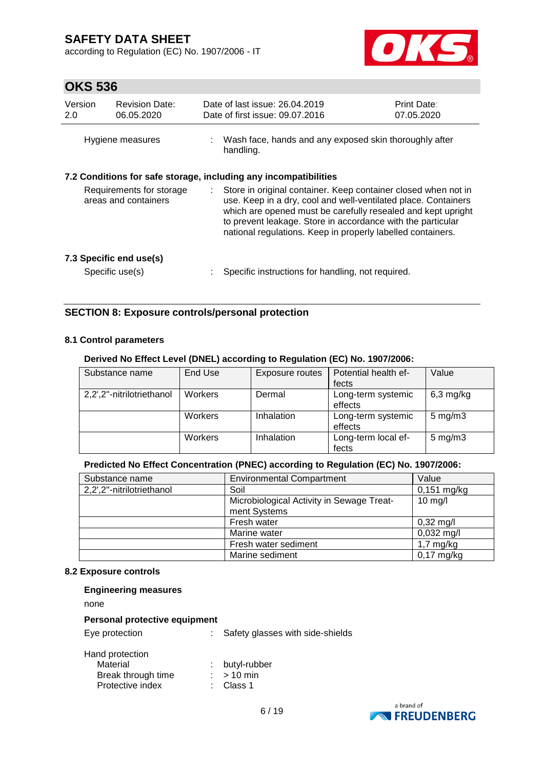Hygiene measures : Wash face, hands and any exposed skin thoroughly after handling.

### 7.2 Conditions for safe storage, including any incompatibilities

Requirements for storage areas and containers : Store in original container. Keep container closed when not in use. Keep in a dry, cool and well-ventilated place. Containers which are opened must be carefully resealed and kept upright to prevent leakage. Store in accordance with the particular national regulations. Keep in properly labelled containers.

### 7.3 Specific end use(s)

Specific use(s) : Specific instructions for handling, not required.

## SECTION 8: Exposure controls/personal protection

### 8.1 Control parameters

**Derived No Effect Level (DNEL) according to Regulation (EC) No. 1907/2006:**

| Substance name | End Use | Exposure routes | Potential health effects | Value |
|---|---|---|---|---|
| 2,2',2''-nitrilotriethanol | Workers | Dermal | Long-term systemic effects | 6,3 mg/kg |
| | Workers | Inhalation | Long-term systemic effects | 5 mg/m3 |
| | Workers | Inhalation | Long-term local effects | 5 mg/m3 |

**Predicted No Effect Concentration (PNEC) according to Regulation (EC) No. 1907/2006:**

| Substance name | Environmental Compartment | Value |
|---|---|---|
| 2,2',2''-nitrilotriethanol | Soil | 0,151 mg/kg |
| | Microbiological Activity in Sewage Treatment Systems | 10 mg/l |
| | Fresh water | 0,32 mg/l |
| | Marine water | 0,032 mg/l |
| | Fresh water sediment | 1,7 mg/kg |
| | Marine sediment | 0,17 mg/kg |

### 8.2 Exposure controls

**Engineering measures**

none

**Personal protective equipment**

Eye protection : Safety glasses with side-shields

Hand protection
- Material : butyl-rubber
- Break through time : > 10 min
- Protective index : Class 1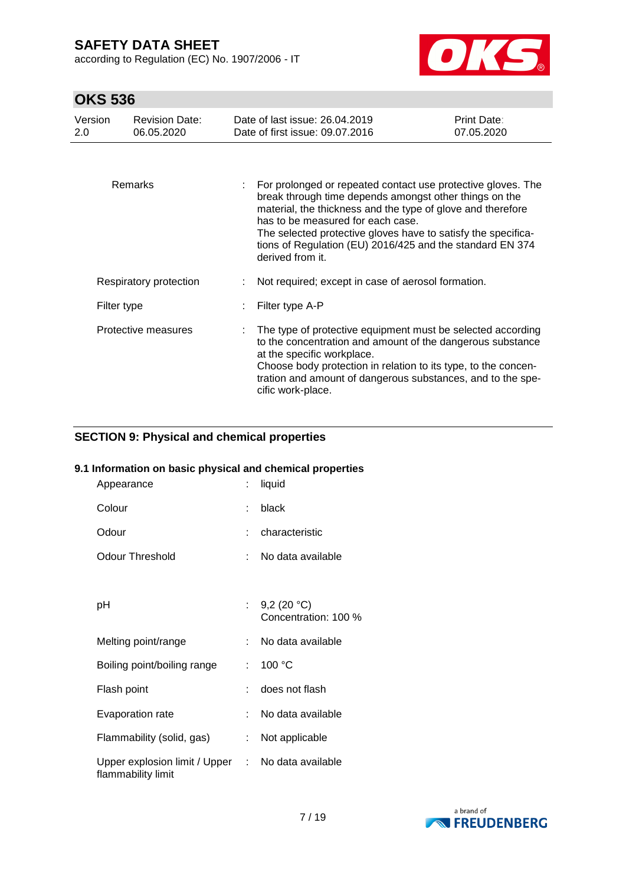| | | |
|---|---|---|
| Remarks | : | For prolonged or repeated contact use protective gloves. The break through time depends amongst other things on the material, the thickness and the type of glove and therefore has to be measured for each case.<br>The selected protective gloves have to satisfy the specifications of Regulation (EU) 2016/425 and the standard EN 374 derived from it. |
| Respiratory protection | : | Not required; except in case of aerosol formation. |
| Filter type | : | Filter type A-P |
| Protective measures | : | The type of protective equipment must be selected according to the concentration and amount of the dangerous substance at the specific workplace.<br>Choose body protection in relation to its type, to the concentration and amount of dangerous substances, and to the specific work-place. |

## SECTION 9: Physical and chemical properties

### 9.1 Information on basic physical and chemical properties

| | | |
|---|---|---|
| Appearance | : | liquid |
| Colour | : | black |
| Odour | : | characteristic |
| Odour Threshold | : | No data available |
| pH | : | 9,2 (20 °C)<br>Concentration: 100 % |
| Melting point/range | : | No data available |
| Boiling point/boiling range | : | 100 °C |
| Flash point | : | does not flash |
| Evaporation rate | : | No data available |
| Flammability (solid, gas) | : | Not applicable |
| Upper explosion limit / Upper flammability limit | : | No data available |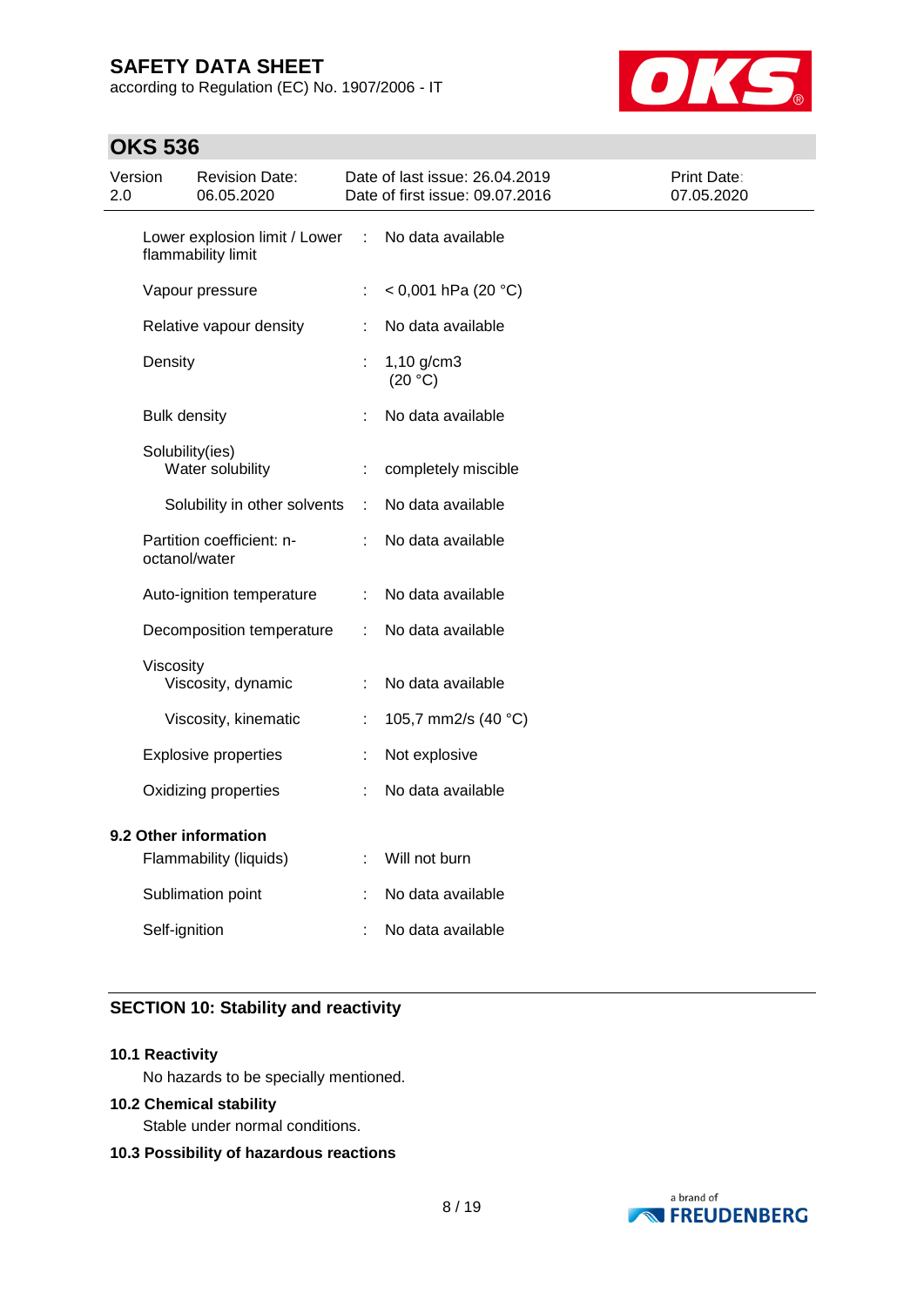| Property | | Value |
|---|---|---|
| Lower explosion limit / Lower flammability limit | : | No data available |
| Vapour pressure | : | < 0,001 hPa (20 °C) |
| Relative vapour density | : | No data available |
| Density | : | 1,10 g/cm3 (20 °C) |
| Bulk density | : | No data available |
| Solubility(ies) | | |
| Water solubility | : | completely miscible |
| Solubility in other solvents | : | No data available |
| Partition coefficient: n-octanol/water | : | No data available |
| Auto-ignition temperature | : | No data available |
| Decomposition temperature | : | No data available |
| Viscosity | | |
| Viscosity, dynamic | : | No data available |
| Viscosity, kinematic | : | 105,7 mm2/s (40 °C) |
| Explosive properties | : | Not explosive |
| Oxidizing properties | : | No data available |

**9.2 Other information**

| Property | | Value |
|---|---|---|
| Flammability (liquids) | : | Will not burn |
| Sublimation point | : | No data available |
| Self-ignition | : | No data available |

## SECTION 10: Stability and reactivity

**10.1 Reactivity**

No hazards to be specially mentioned.

**10.2 Chemical stability**

Stable under normal conditions.

**10.3 Possibility of hazardous reactions**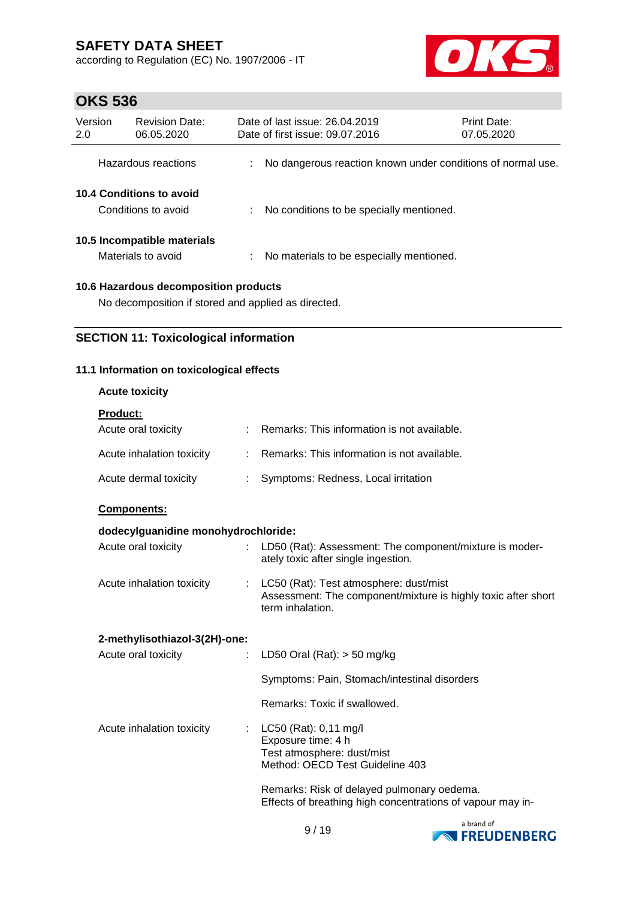| | | |
|---|---|---|
| Hazardous reactions | : | No dangerous reaction known under conditions of normal use. |

**10.4 Conditions to avoid**

| | | |
|---|---|---|
| Conditions to avoid | : | No conditions to be specially mentioned. |

**10.5 Incompatible materials**

| | | |
|---|---|---|
| Materials to avoid | : | No materials to be especially mentioned. |

**10.6 Hazardous decomposition products**

No decomposition if stored and applied as directed.

## SECTION 11: Toxicological information

**11.1 Information on toxicological effects**

**Acute toxicity**

**Product:**

| | | |
|---|---|---|
| Acute oral toxicity | : | Remarks: This information is not available. |
| Acute inhalation toxicity | : | Remarks: This information is not available. |
| Acute dermal toxicity | : | Symptoms: Redness, Local irritation |

**Components:**

**dodecylguanidine monohydrochloride:**

| | | |
|---|---|---|
| Acute oral toxicity | : | LD50 (Rat): Assessment: The component/mixture is moderately toxic after single ingestion. |
| Acute inhalation toxicity | : | LC50 (Rat): Test atmosphere: dust/mist<br>Assessment: The component/mixture is highly toxic after short term inhalation. |

**2-methylisothiazol-3(2H)-one:**

| | | |
|---|---|---|
| Acute oral toxicity | : | LD50 Oral (Rat): > 50 mg/kg<br><br>Symptoms: Pain, Stomach/intestinal disorders<br><br>Remarks: Toxic if swallowed. |
| Acute inhalation toxicity | : | LC50 (Rat): 0,11 mg/l<br>Exposure time: 4 h<br>Test atmosphere: dust/mist<br>Method: OECD Test Guideline 403<br><br>Remarks: Risk of delayed pulmonary oedema.<br>Effects of breathing high concentrations of vapour may in- |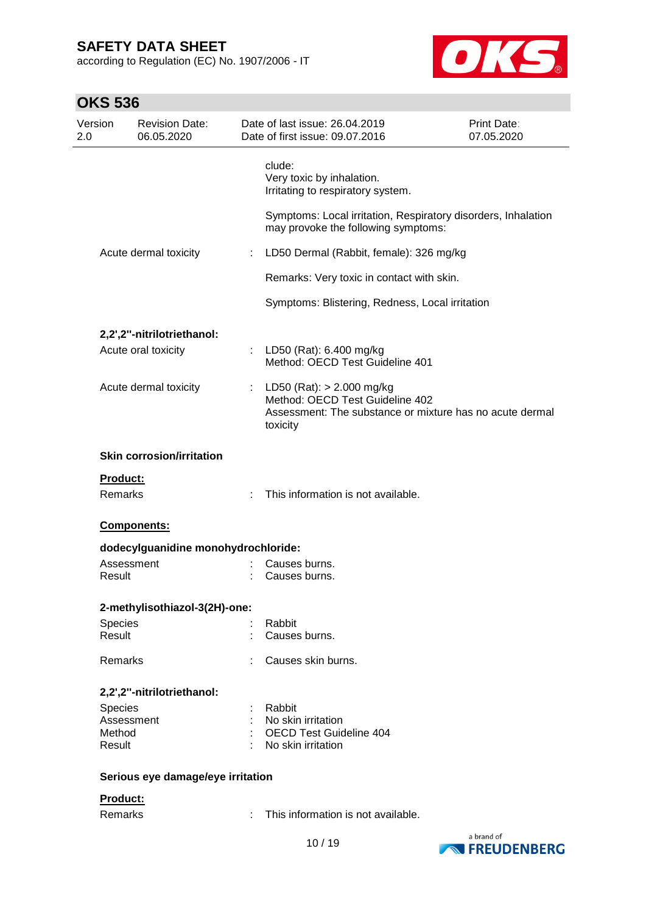clude:
Very toxic by inhalation.
Irritating to respiratory system.

Symptoms: Local irritation, Respiratory disorders, Inhalation may provoke the following symptoms:

Acute dermal toxicity : LD50 Dermal (Rabbit, female): 326 mg/kg

Remarks: Very toxic in contact with skin.

Symptoms: Blistering, Redness, Local irritation

**2,2',2''-nitrilotriethanol:**

Acute oral toxicity : LD50 (Rat): 6.400 mg/kg
Method: OECD Test Guideline 401

Acute dermal toxicity : LD50 (Rat): > 2.000 mg/kg
Method: OECD Test Guideline 402
Assessment: The substance or mixture has no acute dermal toxicity

**Skin corrosion/irritation**

**Product:**

Remarks : This information is not available.

**Components:**

**dodecylguanidine monohydrochloride:**

Assessment : Causes burns.
Result : Causes burns.

**2-methylisothiazol-3(2H)-one:**

Species : Rabbit
Result : Causes burns.

Remarks : Causes skin burns.

**2,2',2''-nitrilotriethanol:**

Species : Rabbit
Assessment : No skin irritation
Method : OECD Test Guideline 404
Result : No skin irritation

**Serious eye damage/eye irritation**

**Product:**

Remarks : This information is not available.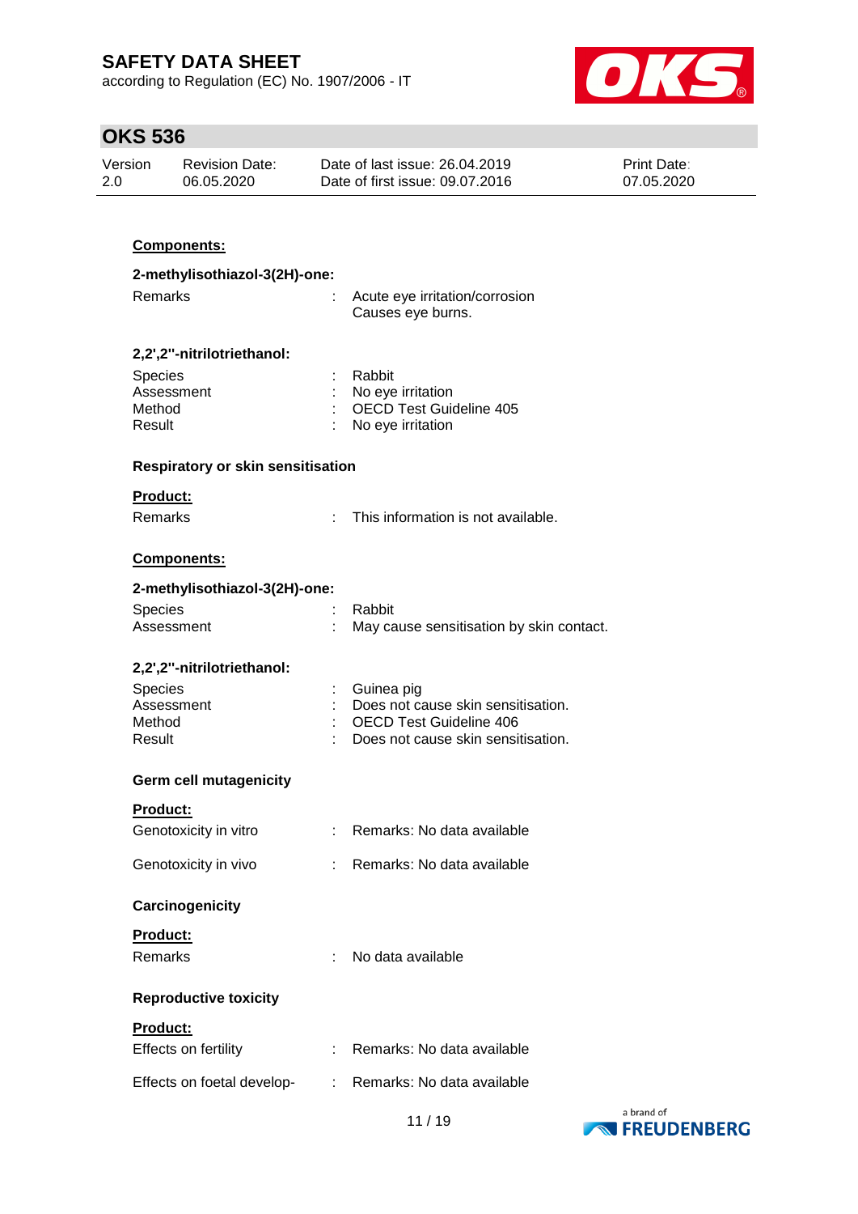**Components:**

**2-methylisothiazol-3(2H)-one:**

| | | |
|---|---|---|
| Remarks | : | Acute eye irritation/corrosion<br>Causes eye burns. |

**2,2',2''-nitrilotriethanol:**

| | | |
|---|---|---|
| Species | : | Rabbit |
| Assessment | : | No eye irritation |
| Method | : | OECD Test Guideline 405 |
| Result | : | No eye irritation |

### Respiratory or skin sensitisation

**Product:**

| | | |
|---|---|---|
| Remarks | : | This information is not available. |

**Components:**

**2-methylisothiazol-3(2H)-one:**

| | | |
|---|---|---|
| Species | : | Rabbit |
| Assessment | : | May cause sensitisation by skin contact. |

**2,2',2''-nitrilotriethanol:**

| | | |
|---|---|---|
| Species | : | Guinea pig |
| Assessment | : | Does not cause skin sensitisation. |
| Method | : | OECD Test Guideline 406 |
| Result | : | Does not cause skin sensitisation. |

### Germ cell mutagenicity

**Product:**

| | | |
|---|---|---|
| Genotoxicity in vitro | : | Remarks: No data available |
| Genotoxicity in vivo | : | Remarks: No data available |

### Carcinogenicity

**Product:**

| | | |
|---|---|---|
| Remarks | : | No data available |

### Reproductive toxicity

**Product:**

| | | |
|---|---|---|
| Effects on fertility | : | Remarks: No data available |
| Effects on foetal develop- | : | Remarks: No data available |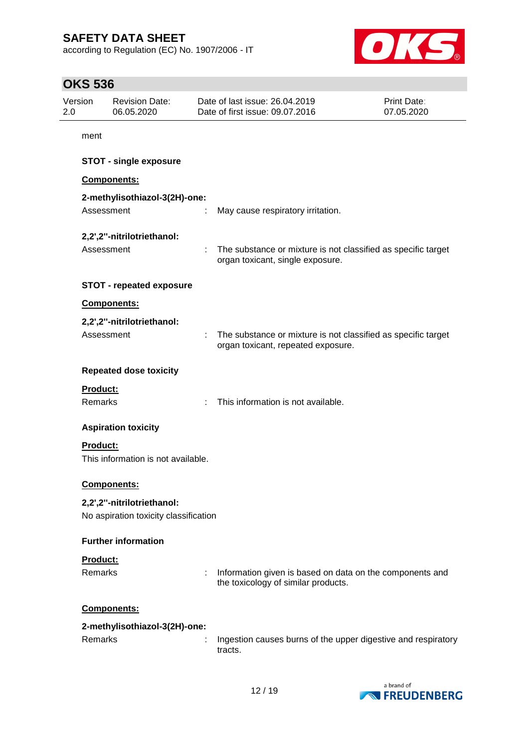ment

**STOT - single exposure**

**Components:**

**2-methylisothiazol-3(2H)-one:**

Assessment : May cause respiratory irritation.

**2,2',2''-nitrilotriethanol:**

Assessment : The substance or mixture is not classified as specific target organ toxicant, single exposure.

**STOT - repeated exposure**

**Components:**

**2,2',2''-nitrilotriethanol:**

Assessment : The substance or mixture is not classified as specific target organ toxicant, repeated exposure.

**Repeated dose toxicity**

**Product:**

Remarks : This information is not available.

**Aspiration toxicity**

**Product:**

This information is not available.

**Components:**

**2,2',2''-nitrilotriethanol:**

No aspiration toxicity classification

**Further information**

**Product:**

Remarks : Information given is based on data on the components and the toxicology of similar products.

**Components:**

**2-methylisothiazol-3(2H)-one:**

Remarks : Ingestion causes burns of the upper digestive and respiratory tracts.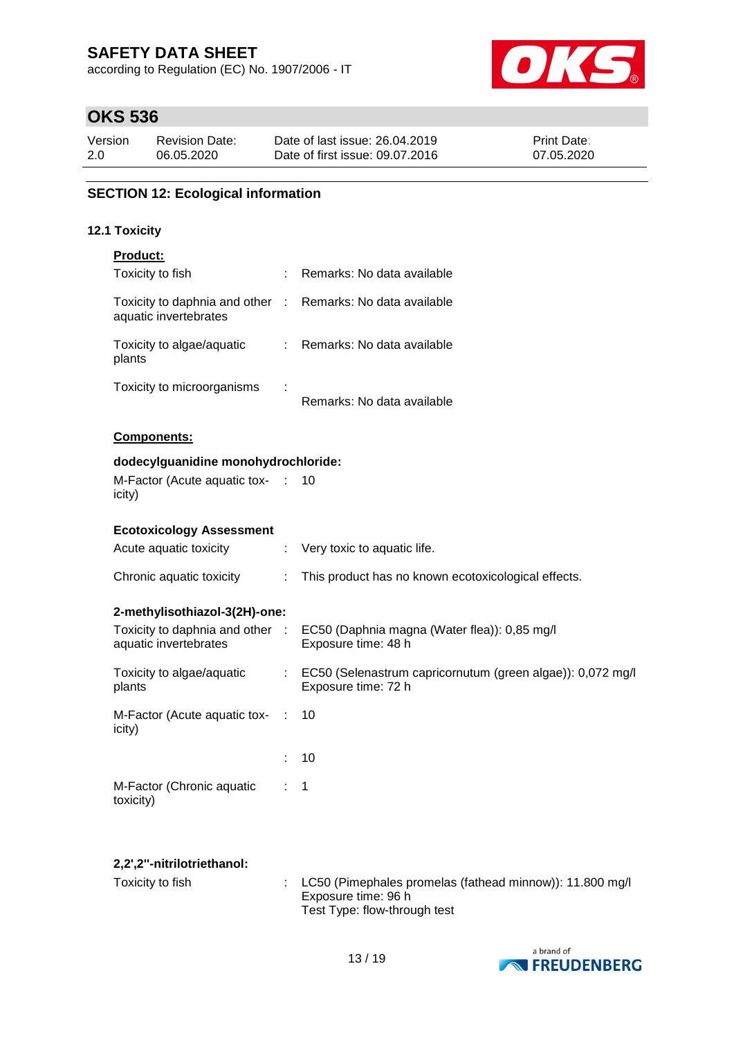## SECTION 12: Ecological information

### 12.1 Toxicity

**Product:**

| | | |
|---|---|---|
| Toxicity to fish | : | Remarks: No data available |
| Toxicity to daphnia and other aquatic invertebrates | : | Remarks: No data available |
| Toxicity to algae/aquatic plants | : | Remarks: No data available |
| Toxicity to microorganisms | : | Remarks: No data available |

**Components:**

**dodecylguanidine monohydrochloride:**

| | | |
|---|---|---|
| M-Factor (Acute aquatic toxicity) | : | 10 |

**Ecotoxicology Assessment**

| | | |
|---|---|---|
| Acute aquatic toxicity | : | Very toxic to aquatic life. |
| Chronic aquatic toxicity | : | This product has no known ecotoxicological effects. |

**2-methylisothiazol-3(2H)-one:**

| | | |
|---|---|---|
| Toxicity to daphnia and other aquatic invertebrates | : | EC50 (Daphnia magna (Water flea)): 0,85 mg/l<br>Exposure time: 48 h |
| Toxicity to algae/aquatic plants | : | EC50 (Selenastrum capricornutum (green algae)): 0,072 mg/l<br>Exposure time: 72 h |
| M-Factor (Acute aquatic toxicity) | : | 10 |
| | : | 10 |
| M-Factor (Chronic aquatic toxicity) | : | 1 |

**2,2',2''-nitrilotriethanol:**

| | | |
|---|---|---|
| Toxicity to fish | : | LC50 (Pimephales promelas (fathead minnow)): 11.800 mg/l<br>Exposure time: 96 h<br>Test Type: flow-through test |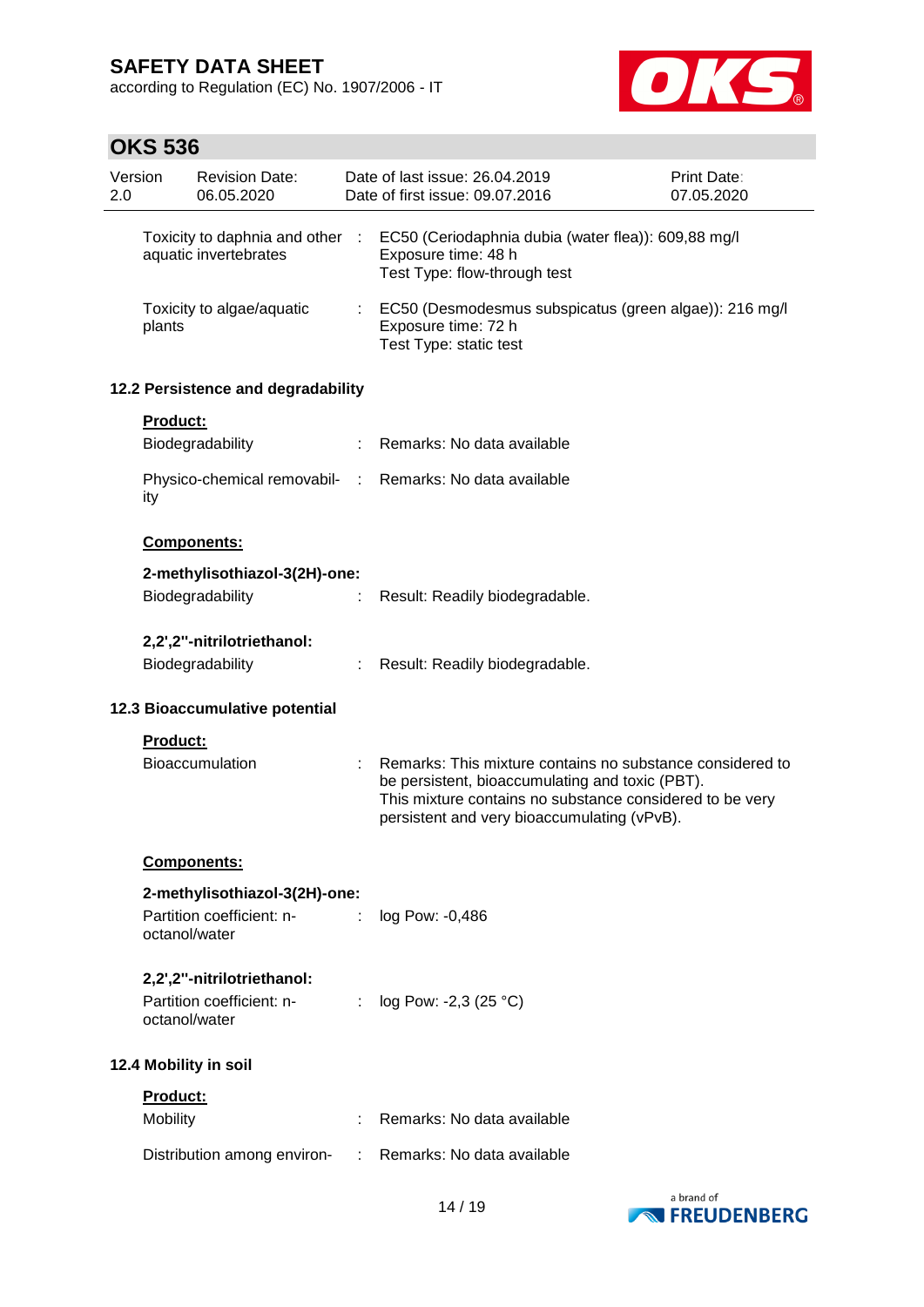| | | |
|---|---|---|
| Toxicity to daphnia and other aquatic invertebrates | : | EC50 (Ceriodaphnia dubia (water flea)): 609,88 mg/l<br>Exposure time: 48 h<br>Test Type: flow-through test |
| Toxicity to algae/aquatic plants | : | EC50 (Desmodesmus subspicatus (green algae)): 216 mg/l<br>Exposure time: 72 h<br>Test Type: static test |

### 12.2 Persistence and degradability

**Product:**

| | | |
|---|---|---|
| Biodegradability | : | Remarks: No data available |
| Physico-chemical removability | : | Remarks: No data available |

**Components:**

**2-methylisothiazol-3(2H)-one:**

| | | |
|---|---|---|
| Biodegradability | : | Result: Readily biodegradable. |

**2,2',2''-nitrilotriethanol:**

| | | |
|---|---|---|
| Biodegradability | : | Result: Readily biodegradable. |

### 12.3 Bioaccumulative potential

**Product:**

| | | |
|---|---|---|
| Bioaccumulation | : | Remarks: This mixture contains no substance considered to be persistent, bioaccumulating and toxic (PBT).<br>This mixture contains no substance considered to be very persistent and very bioaccumulating (vPvB). |

**Components:**

**2-methylisothiazol-3(2H)-one:**

| | | |
|---|---|---|
| Partition coefficient: n-octanol/water | : | log Pow: -0,486 |

**2,2',2''-nitrilotriethanol:**

| | | |
|---|---|---|
| Partition coefficient: n-octanol/water | : | log Pow: -2,3 (25 °C) |

### 12.4 Mobility in soil

**Product:**

| | | |
|---|---|---|
| Mobility | : | Remarks: No data available |
| Distribution among environ- | : | Remarks: No data available |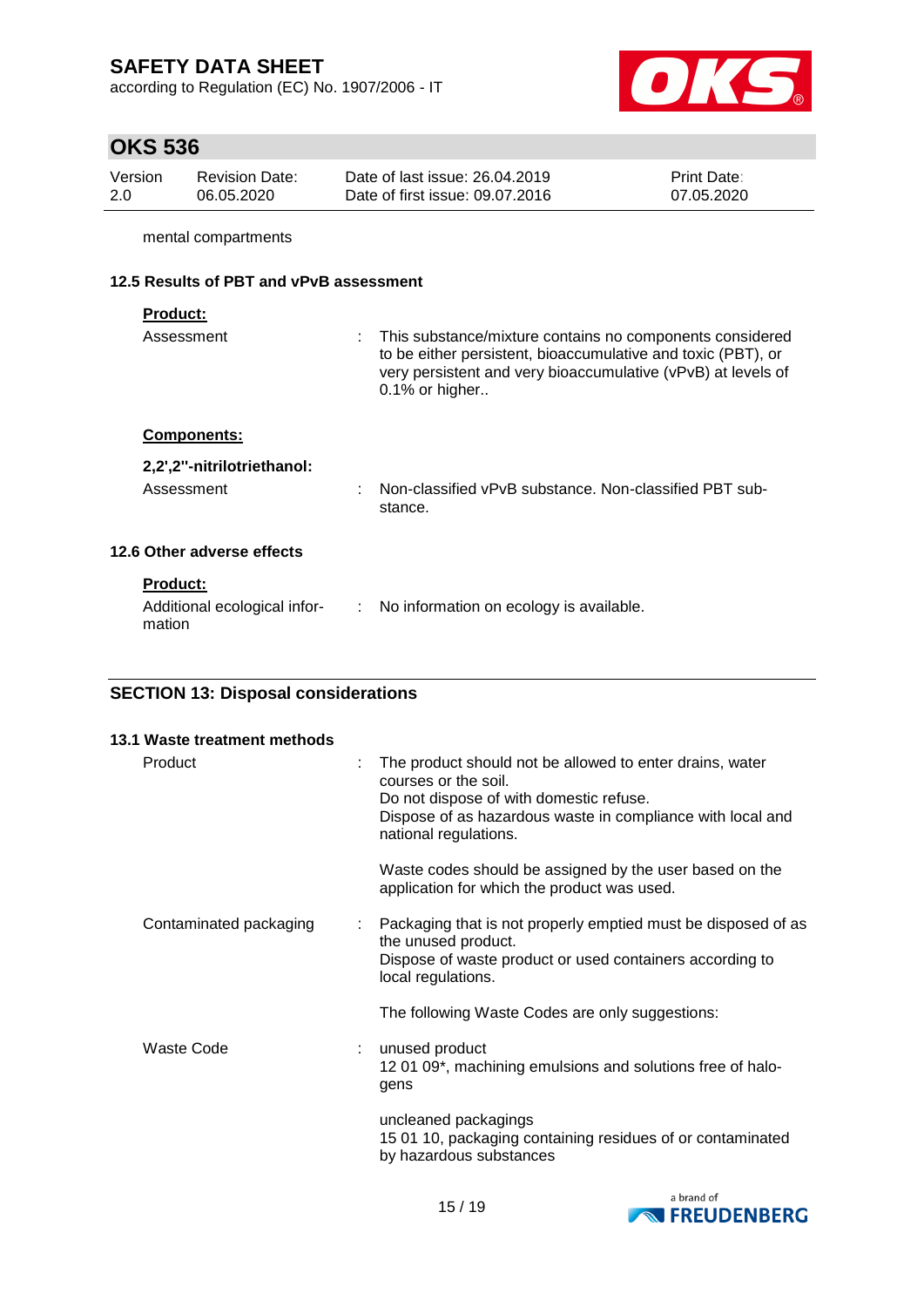mental compartments

### 12.5 Results of PBT and vPvB assessment

**Product:**

| | |
|---|---|
| Assessment | : This substance/mixture contains no components considered to be either persistent, bioaccumulative and toxic (PBT), or very persistent and very bioaccumulative (vPvB) at levels of 0.1% or higher.. |

**Components:**

**2,2',2''-nitrilotriethanol:**

| | |
|---|---|
| Assessment | : Non-classified vPvB substance. Non-classified PBT substance. |

### 12.6 Other adverse effects

**Product:**

| | |
|---|---|
| Additional ecological information | : No information on ecology is available. |

## SECTION 13: Disposal considerations

### 13.1 Waste treatment methods

| | |
|---|---|
| Product | : The product should not be allowed to enter drains, water courses or the soil.<br>Do not dispose of with domestic refuse.<br>Dispose of as hazardous waste in compliance with local and national regulations.<br><br>Waste codes should be assigned by the user based on the application for which the product was used. |
| Contaminated packaging | : Packaging that is not properly emptied must be disposed of as the unused product.<br>Dispose of waste product or used containers according to local regulations.<br><br>The following Waste Codes are only suggestions: |
| Waste Code | : unused product<br>12 01 09*, machining emulsions and solutions free of halogens<br><br>uncleaned packagings<br>15 01 10, packaging containing residues of or contaminated by hazardous substances |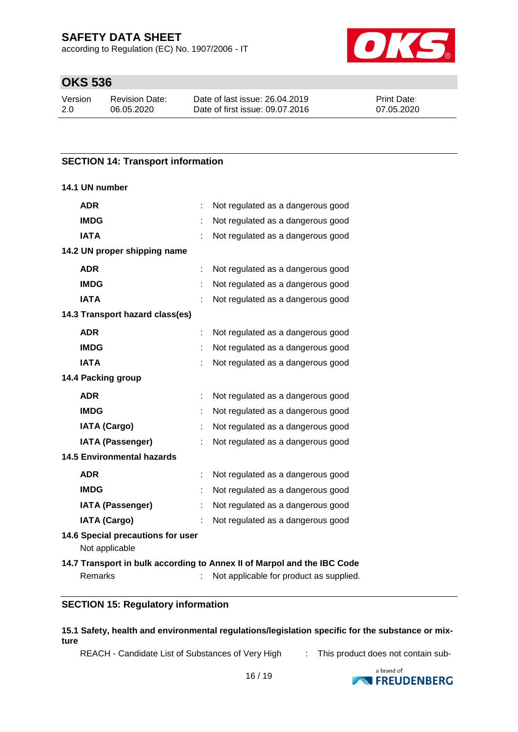## SECTION 14: Transport information

**14.1 UN number**

| | | |
|---|---|---|
| **ADR** | : | Not regulated as a dangerous good |
| **IMDG** | : | Not regulated as a dangerous good |
| **IATA** | : | Not regulated as a dangerous good |

**14.2 UN proper shipping name**

| | | |
|---|---|---|
| **ADR** | : | Not regulated as a dangerous good |
| **IMDG** | : | Not regulated as a dangerous good |
| **IATA** | : | Not regulated as a dangerous good |

**14.3 Transport hazard class(es)**

| | | |
|---|---|---|
| **ADR** | : | Not regulated as a dangerous good |
| **IMDG** | : | Not regulated as a dangerous good |
| **IATA** | : | Not regulated as a dangerous good |

**14.4 Packing group**

| | | |
|---|---|---|
| **ADR** | : | Not regulated as a dangerous good |
| **IMDG** | : | Not regulated as a dangerous good |
| **IATA (Cargo)** | : | Not regulated as a dangerous good |
| **IATA (Passenger)** | : | Not regulated as a dangerous good |

**14.5 Environmental hazards**

| | | |
|---|---|---|
| **ADR** | : | Not regulated as a dangerous good |
| **IMDG** | : | Not regulated as a dangerous good |
| **IATA (Passenger)** | : | Not regulated as a dangerous good |
| **IATA (Cargo)** | : | Not regulated as a dangerous good |

**14.6 Special precautions for user**

Not applicable

**14.7 Transport in bulk according to Annex II of Marpol and the IBC Code**

Remarks : Not applicable for product as supplied.

## SECTION 15: Regulatory information

**15.1 Safety, health and environmental regulations/legislation specific for the substance or mixture**

REACH - Candidate List of Substances of Very High : This product does not contain sub-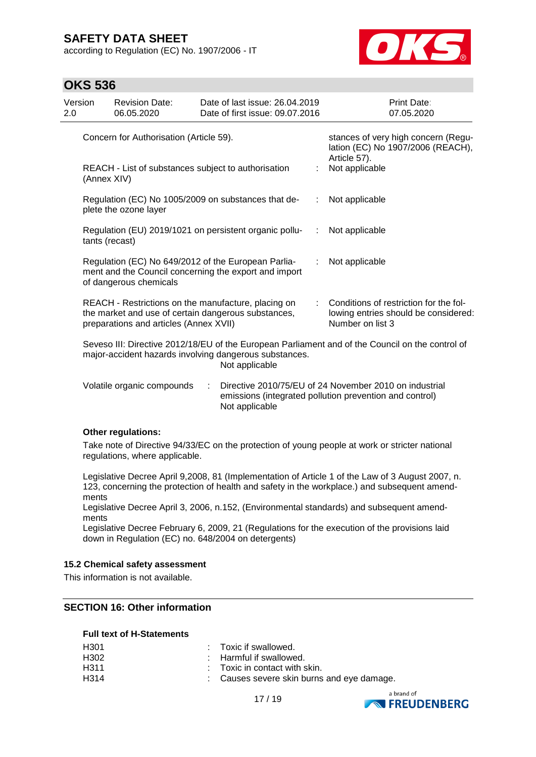| | | |
|---|---|---|
| Concern for Authorisation (Article 59). | | stances of very high concern (Regulation (EC) No 1907/2006 (REACH), Article 57). |
| REACH - List of substances subject to authorisation (Annex XIV) | : | Not applicable |
| Regulation (EC) No 1005/2009 on substances that deplete the ozone layer | : | Not applicable |
| Regulation (EU) 2019/1021 on persistent organic pollutants (recast) | : | Not applicable |
| Regulation (EC) No 649/2012 of the European Parliament and the Council concerning the export and import of dangerous chemicals | : | Not applicable |
| REACH - Restrictions on the manufacture, placing on the market and use of certain dangerous substances, preparations and articles (Annex XVII) | : | Conditions of restriction for the following entries should be considered: Number on list 3 |

Seveso III: Directive 2012/18/EU of the European Parliament and of the Council on the control of major-accident hazards involving dangerous substances.
Not applicable

Volatile organic compounds : Directive 2010/75/EU of 24 November 2010 on industrial emissions (integrated pollution prevention and control)
Not applicable

**Other regulations:**

Take note of Directive 94/33/EC on the protection of young people at work or stricter national regulations, where applicable.

Legislative Decree April 9,2008, 81 (Implementation of Article 1 of the Law of 3 August 2007, n. 123, concerning the protection of health and safety in the workplace.) and subsequent amendments
Legislative Decree April 3, 2006, n.152, (Environmental standards) and subsequent amendments
Legislative Decree February 6, 2009, 21 (Regulations for the execution of the provisions laid down in Regulation (EC) no. 648/2004 on detergents)

### 15.2 Chemical safety assessment

This information is not available.

## SECTION 16: Other information

**Full text of H-Statements**

| | | |
|---|---|---|
| H301 | : | Toxic if swallowed. |
| H302 | : | Harmful if swallowed. |
| H311 | : | Toxic in contact with skin. |
| H314 | : | Causes severe skin burns and eye damage. |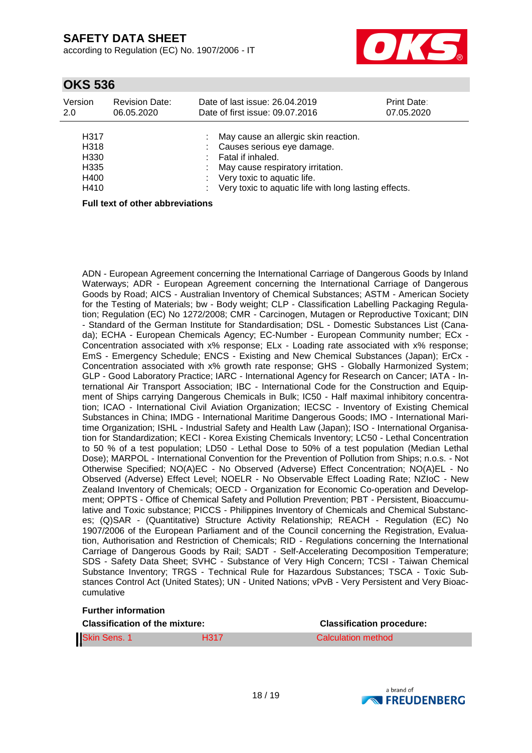| | | |
|---|---|---|
| H317 | : | May cause an allergic skin reaction. |
| H318 | : | Causes serious eye damage. |
| H330 | : | Fatal if inhaled. |
| H335 | : | May cause respiratory irritation. |
| H400 | : | Very toxic to aquatic life. |
| H410 | : | Very toxic to aquatic life with long lasting effects. |

**Full text of other abbreviations**

ADN - European Agreement concerning the International Carriage of Dangerous Goods by Inland Waterways; ADR - European Agreement concerning the International Carriage of Dangerous Goods by Road; AICS - Australian Inventory of Chemical Substances; ASTM - American Society for the Testing of Materials; bw - Body weight; CLP - Classification Labelling Packaging Regulation; Regulation (EC) No 1272/2008; CMR - Carcinogen, Mutagen or Reproductive Toxicant; DIN - Standard of the German Institute for Standardisation; DSL - Domestic Substances List (Canada); ECHA - European Chemicals Agency; EC-Number - European Community number; ECx - Concentration associated with x% response; ELx - Loading rate associated with x% response; EmS - Emergency Schedule; ENCS - Existing and New Chemical Substances (Japan); ErCx - Concentration associated with x% growth rate response; GHS - Globally Harmonized System; GLP - Good Laboratory Practice; IARC - International Agency for Research on Cancer; IATA - International Air Transport Association; IBC - International Code for the Construction and Equipment of Ships carrying Dangerous Chemicals in Bulk; IC50 - Half maximal inhibitory concentration; ICAO - International Civil Aviation Organization; IECSC - Inventory of Existing Chemical Substances in China; IMDG - International Maritime Dangerous Goods; IMO - International Maritime Organization; ISHL - Industrial Safety and Health Law (Japan); ISO - International Organisation for Standardization; KECI - Korea Existing Chemicals Inventory; LC50 - Lethal Concentration to 50 % of a test population; LD50 - Lethal Dose to 50% of a test population (Median Lethal Dose); MARPOL - International Convention for the Prevention of Pollution from Ships; n.o.s. - Not Otherwise Specified; NO(A)EC - No Observed (Adverse) Effect Concentration; NO(A)EL - No Observed (Adverse) Effect Level; NOELR - No Observable Effect Loading Rate; NZIoC - New Zealand Inventory of Chemicals; OECD - Organization for Economic Co-operation and Development; OPPTS - Office of Chemical Safety and Pollution Prevention; PBT - Persistent, Bioaccumulative and Toxic substance; PICCS - Philippines Inventory of Chemicals and Chemical Substances; (Q)SAR - (Quantitative) Structure Activity Relationship; REACH - Regulation (EC) No 1907/2006 of the European Parliament and of the Council concerning the Registration, Evaluation, Authorisation and Restriction of Chemicals; RID - Regulations concerning the International Carriage of Dangerous Goods by Rail; SADT - Self-Accelerating Decomposition Temperature; SDS - Safety Data Sheet; SVHC - Substance of Very High Concern; TCSI - Taiwan Chemical Substance Inventory; TRGS - Technical Rule for Hazardous Substances; TSCA - Toxic Substances Control Act (United States); UN - United Nations; vPvB - Very Persistent and Very Bioaccumulative

**Further information**

| **Classification of the mixture:** | | **Classification procedure:** |
|---|---|---|
| Skin Sens. 1 | H317 | Calculation method |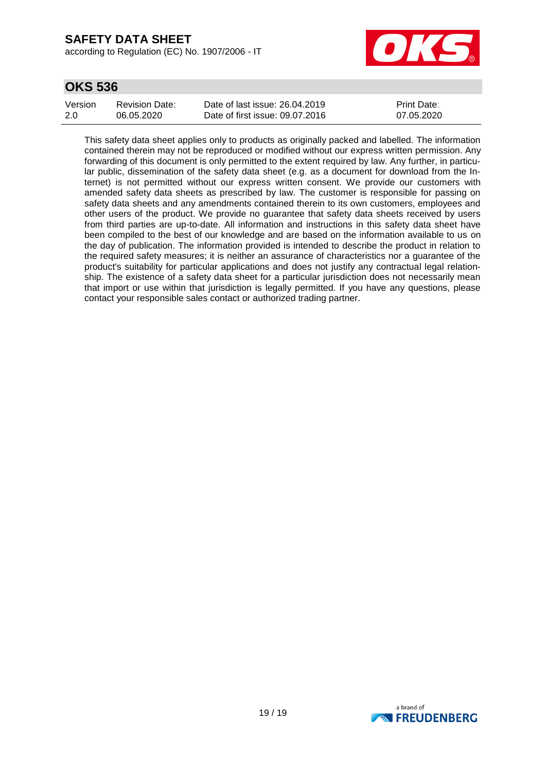This safety data sheet applies only to products as originally packed and labelled. The information contained therein may not be reproduced or modified without our express written permission. Any forwarding of this document is only permitted to the extent required by law. Any further, in particular public, dissemination of the safety data sheet (e.g. as a document for download from the Internet) is not permitted without our express written consent. We provide our customers with amended safety data sheets as prescribed by law. The customer is responsible for passing on safety data sheets and any amendments contained therein to its own customers, employees and other users of the product. We provide no guarantee that safety data sheets received by users from third parties are up-to-date. All information and instructions in this safety data sheet have been compiled to the best of our knowledge and are based on the information available to us on the day of publication. The information provided is intended to describe the product in relation to the required safety measures; it is neither an assurance of characteristics nor a guarantee of the product's suitability for particular applications and does not justify any contractual legal relationship. The existence of a safety data sheet for a particular jurisdiction does not necessarily mean that import or use within that jurisdiction is legally permitted. If you have any questions, please contact your responsible sales contact or authorized trading partner.